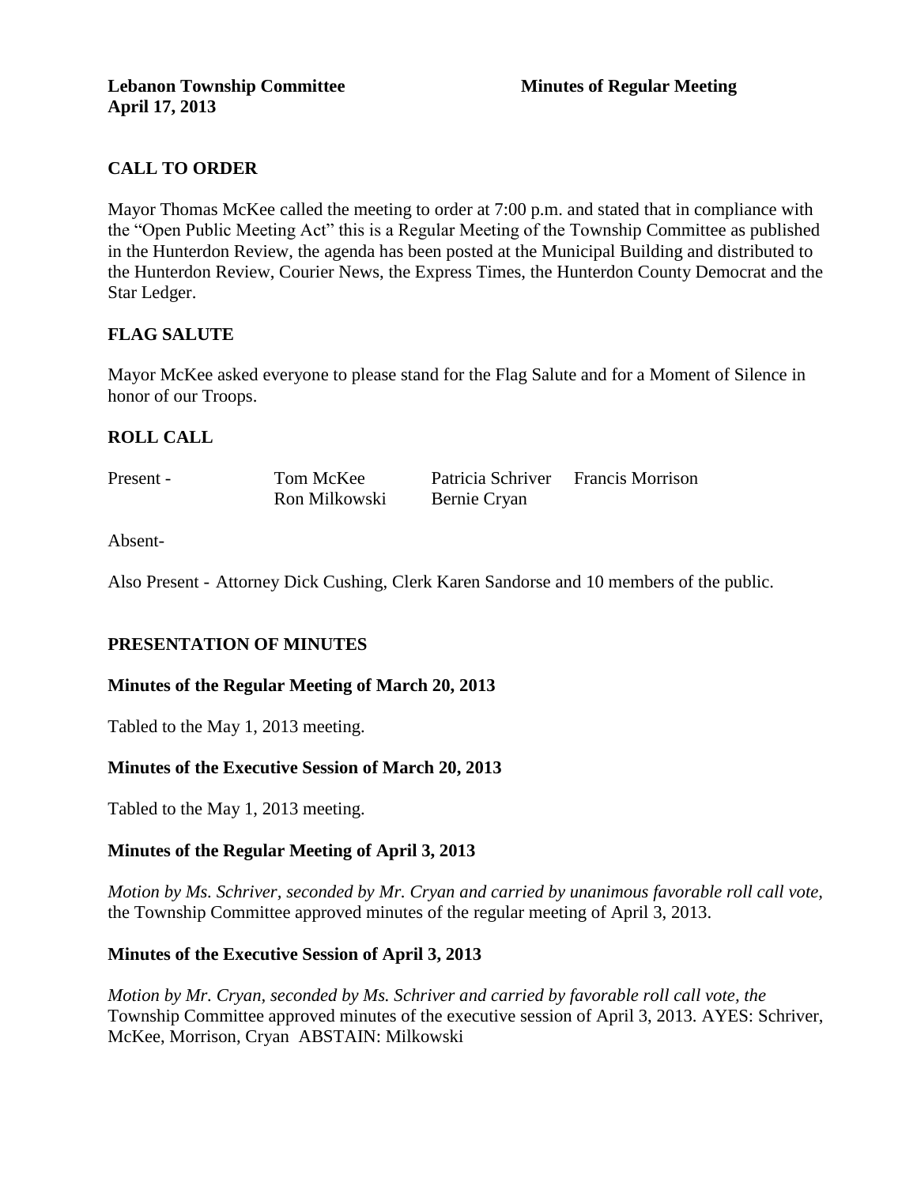**Lebanon Township Committee** **Minutes of Regular Meeting**
**April 17, 2013**

## CALL TO ORDER

Mayor Thomas McKee called the meeting to order at 7:00 p.m. and stated that in compliance with the "Open Public Meeting Act" this is a Regular Meeting of the Township Committee as published in the Hunterdon Review, the agenda has been posted at the Municipal Building and distributed to the Hunterdon Review, Courier News, the Express Times, the Hunterdon County Democrat and the Star Ledger.

## FLAG SALUTE

Mayor McKee asked everyone to please stand for the Flag Salute and for a Moment of Silence in honor of our Troops.

## ROLL CALL

| | | | |
|---|---|---|---|
| Present - | Tom McKee | Patricia Schriver | Francis Morrison |
| | Ron Milkowski | Bernie Cryan | |

Absent-

Also Present - Attorney Dick Cushing, Clerk Karen Sandorse and 10 members of the public.

## PRESENTATION OF MINUTES

### Minutes of the Regular Meeting of March 20, 2013

Tabled to the May 1, 2013 meeting.

### Minutes of the Executive Session of March 20, 2013

Tabled to the May 1, 2013 meeting.

### Minutes of the Regular Meeting of April 3, 2013

*Motion by Ms. Schriver, seconded by Mr. Cryan and carried by unanimous favorable roll call vote,* the Township Committee approved minutes of the regular meeting of April 3, 2013.

### Minutes of the Executive Session of April 3, 2013

*Motion by Mr. Cryan, seconded by Ms. Schriver and carried by favorable roll call vote, the* Township Committee approved minutes of the executive session of April 3, 2013. AYES: Schriver, McKee, Morrison, Cryan ABSTAIN: Milkowski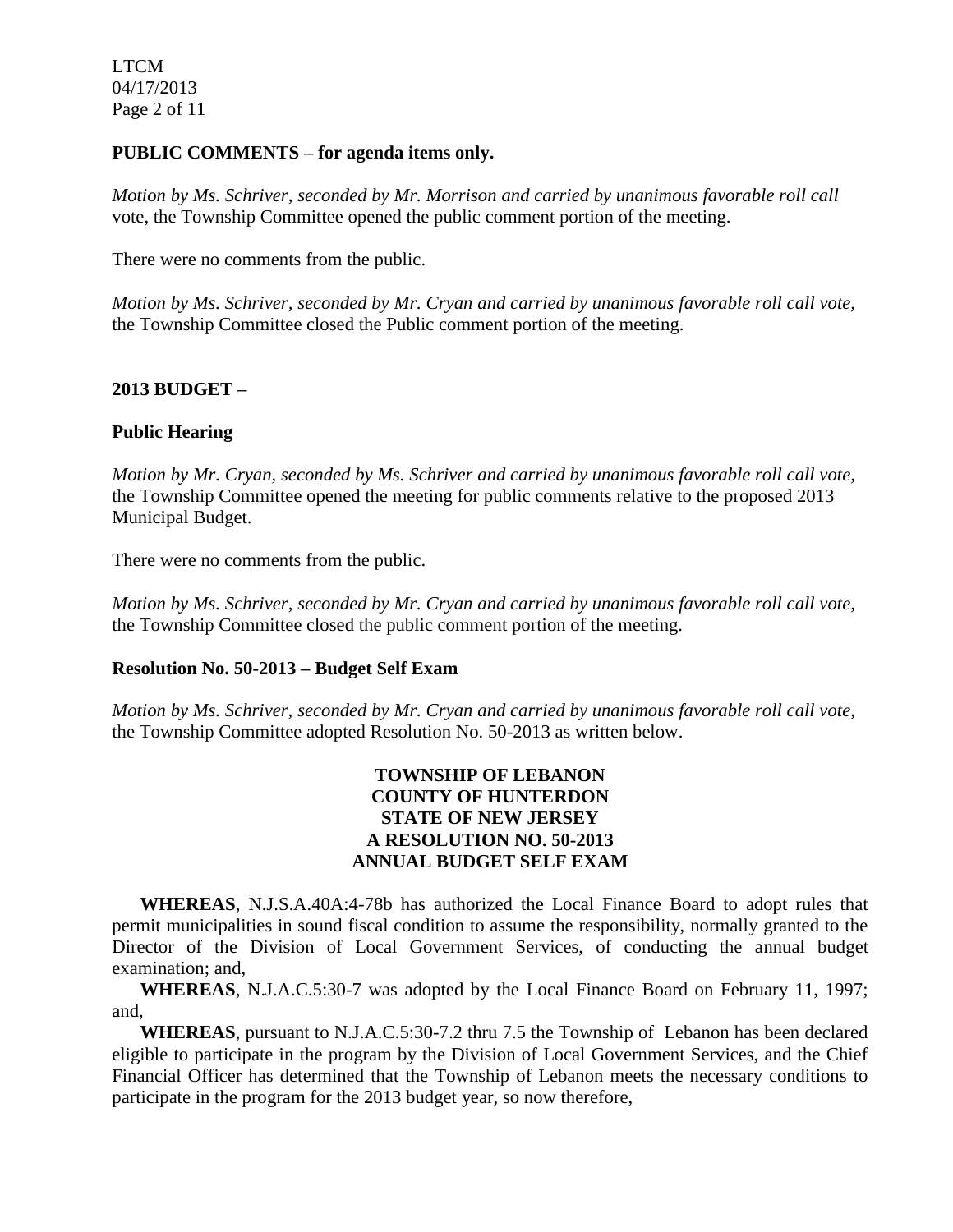**PUBLIC COMMENTS – for agenda items only.**

*Motion by Ms. Schriver, seconded by Mr. Morrison and carried by unanimous favorable roll call* vote, the Township Committee opened the public comment portion of the meeting.

There were no comments from the public.

*Motion by Ms. Schriver, seconded by Mr. Cryan and carried by unanimous favorable roll call vote,* the Township Committee closed the Public comment portion of the meeting.

**2013 BUDGET –**

**Public Hearing**

*Motion by Mr. Cryan, seconded by Ms. Schriver and carried by unanimous favorable roll call vote,* the Township Committee opened the meeting for public comments relative to the proposed 2013 Municipal Budget.

There were no comments from the public.

*Motion by Ms. Schriver, seconded by Mr. Cryan and carried by unanimous favorable roll call vote,* the Township Committee closed the public comment portion of the meeting.

**Resolution No. 50-2013 – Budget Self Exam**

*Motion by Ms. Schriver, seconded by Mr. Cryan and carried by unanimous favorable roll call vote,* the Township Committee adopted Resolution No. 50-2013 as written below.

**TOWNSHIP OF LEBANON**
**COUNTY OF HUNTERDON**
**STATE OF NEW JERSEY**
**A RESOLUTION NO. 50-2013**
**ANNUAL BUDGET SELF EXAM**

**WHEREAS**, N.J.S.A.40A:4-78b has authorized the Local Finance Board to adopt rules that permit municipalities in sound fiscal condition to assume the responsibility, normally granted to the Director of the Division of Local Government Services, of conducting the annual budget examination; and,

**WHEREAS**, N.J.A.C.5:30-7 was adopted by the Local Finance Board on February 11, 1997; and,

**WHEREAS**, pursuant to N.J.A.C.5:30-7.2 thru 7.5 the Township of Lebanon has been declared eligible to participate in the program by the Division of Local Government Services, and the Chief Financial Officer has determined that the Township of Lebanon meets the necessary conditions to participate in the program for the 2013 budget year, so now therefore,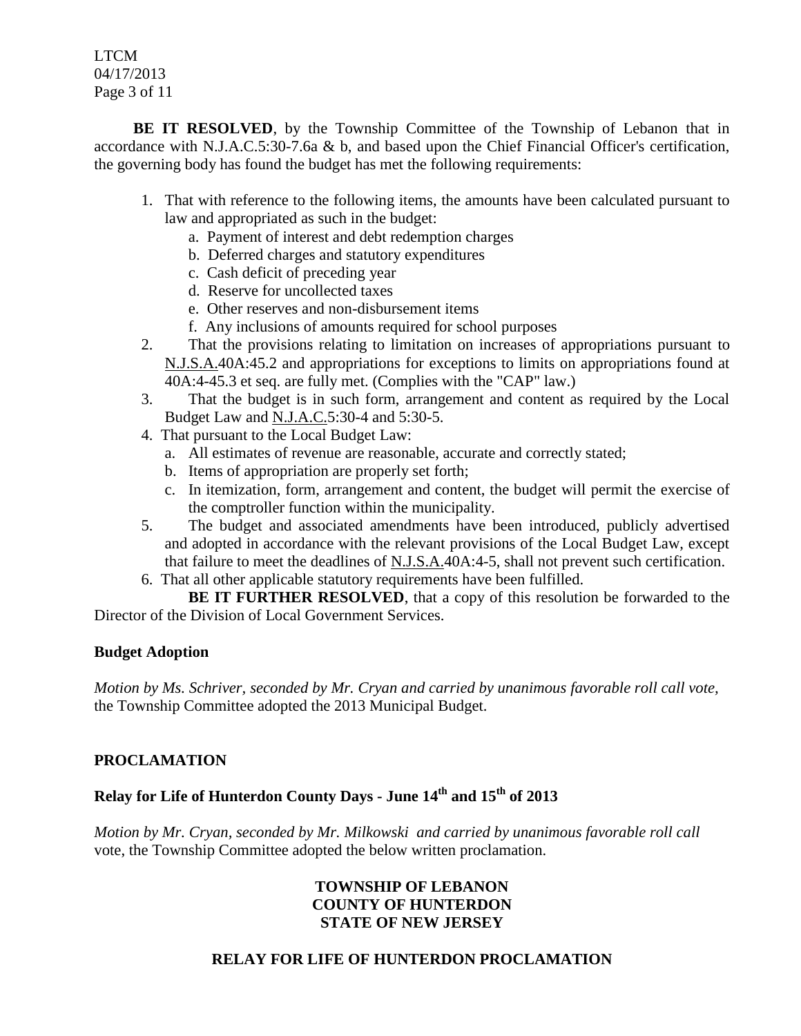**BE IT RESOLVED**, by the Township Committee of the Township of Lebanon that in accordance with N.J.A.C.5:30-7.6a & b, and based upon the Chief Financial Officer's certification, the governing body has found the budget has met the following requirements:

1. That with reference to the following items, the amounts have been calculated pursuant to law and appropriated as such in the budget:
   a. Payment of interest and debt redemption charges
   b. Deferred charges and statutory expenditures
   c. Cash deficit of preceding year
   d. Reserve for uncollected taxes
   e. Other reserves and non-disbursement items
   f. Any inclusions of amounts required for school purposes
2. That the provisions relating to limitation on increases of appropriations pursuant to N.J.S.A.40A:45.2 and appropriations for exceptions to limits on appropriations found at 40A:4-45.3 et seq. are fully met. (Complies with the "CAP" law.)
3. That the budget is in such form, arrangement and content as required by the Local Budget Law and N.J.A.C.5:30-4 and 5:30-5.
4. That pursuant to the Local Budget Law:
   a. All estimates of revenue are reasonable, accurate and correctly stated;
   b. Items of appropriation are properly set forth;
   c. In itemization, form, arrangement and content, the budget will permit the exercise of the comptroller function within the municipality.
5. The budget and associated amendments have been introduced, publicly advertised and adopted in accordance with the relevant provisions of the Local Budget Law, except that failure to meet the deadlines of N.J.S.A.40A:4-5, shall not prevent such certification.
6. That all other applicable statutory requirements have been fulfilled.

**BE IT FURTHER RESOLVED**, that a copy of this resolution be forwarded to the Director of the Division of Local Government Services.

**Budget Adoption**

*Motion by Ms. Schriver, seconded by Mr. Cryan and carried by unanimous favorable roll call vote,* the Township Committee adopted the 2013 Municipal Budget.

## PROCLAMATION

### Relay for Life of Hunterdon County Days - June 14th and 15th of 2013

*Motion by Mr. Cryan, seconded by Mr. Milkowski and carried by unanimous favorable roll call* vote, the Township Committee adopted the below written proclamation.

**TOWNSHIP OF LEBANON**
**COUNTY OF HUNTERDON**
**STATE OF NEW JERSEY**

**RELAY FOR LIFE OF HUNTERDON PROCLAMATION**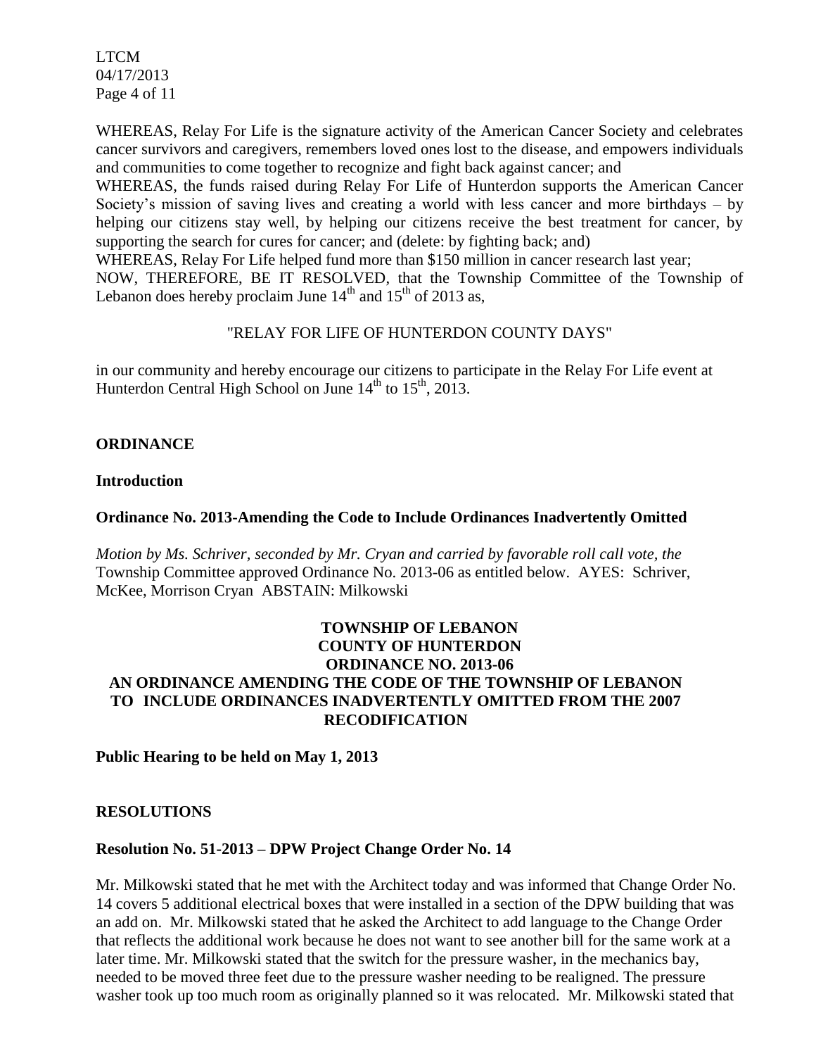WHEREAS, Relay For Life is the signature activity of the American Cancer Society and celebrates cancer survivors and caregivers, remembers loved ones lost to the disease, and empowers individuals and communities to come together to recognize and fight back against cancer; and

WHEREAS, the funds raised during Relay For Life of Hunterdon supports the American Cancer Society's mission of saving lives and creating a world with less cancer and more birthdays – by helping our citizens stay well, by helping our citizens receive the best treatment for cancer, by supporting the search for cures for cancer; and (delete: by fighting back; and)

WHEREAS, Relay For Life helped fund more than $150 million in cancer research last year;

NOW, THEREFORE, BE IT RESOLVED, that the Township Committee of the Township of Lebanon does hereby proclaim June 14th and 15th of 2013 as,

"RELAY FOR LIFE OF HUNTERDON COUNTY DAYS"

in our community and hereby encourage our citizens to participate in the Relay For Life event at Hunterdon Central High School on June 14th to 15th, 2013.

## ORDINANCE

### Introduction

### Ordinance No. 2013-Amending the Code to Include Ordinances Inadvertently Omitted

*Motion by Ms. Schriver, seconded by Mr. Cryan and carried by favorable roll call vote, the* Township Committee approved Ordinance No. 2013-06 as entitled below. AYES: Schriver, McKee, Morrison Cryan ABSTAIN: Milkowski

**TOWNSHIP OF LEBANON**
**COUNTY OF HUNTERDON**
**ORDINANCE NO. 2013-06**
**AN ORDINANCE AMENDING THE CODE OF THE TOWNSHIP OF LEBANON TO INCLUDE ORDINANCES INADVERTENTLY OMITTED FROM THE 2007 RECODIFICATION**

**Public Hearing to be held on May 1, 2013**

## RESOLUTIONS

### Resolution No. 51-2013 – DPW Project Change Order No. 14

Mr. Milkowski stated that he met with the Architect today and was informed that Change Order No. 14 covers 5 additional electrical boxes that were installed in a section of the DPW building that was an add on. Mr. Milkowski stated that he asked the Architect to add language to the Change Order that reflects the additional work because he does not want to see another bill for the same work at a later time. Mr. Milkowski stated that the switch for the pressure washer, in the mechanics bay, needed to be moved three feet due to the pressure washer needing to be realigned. The pressure washer took up too much room as originally planned so it was relocated. Mr. Milkowski stated that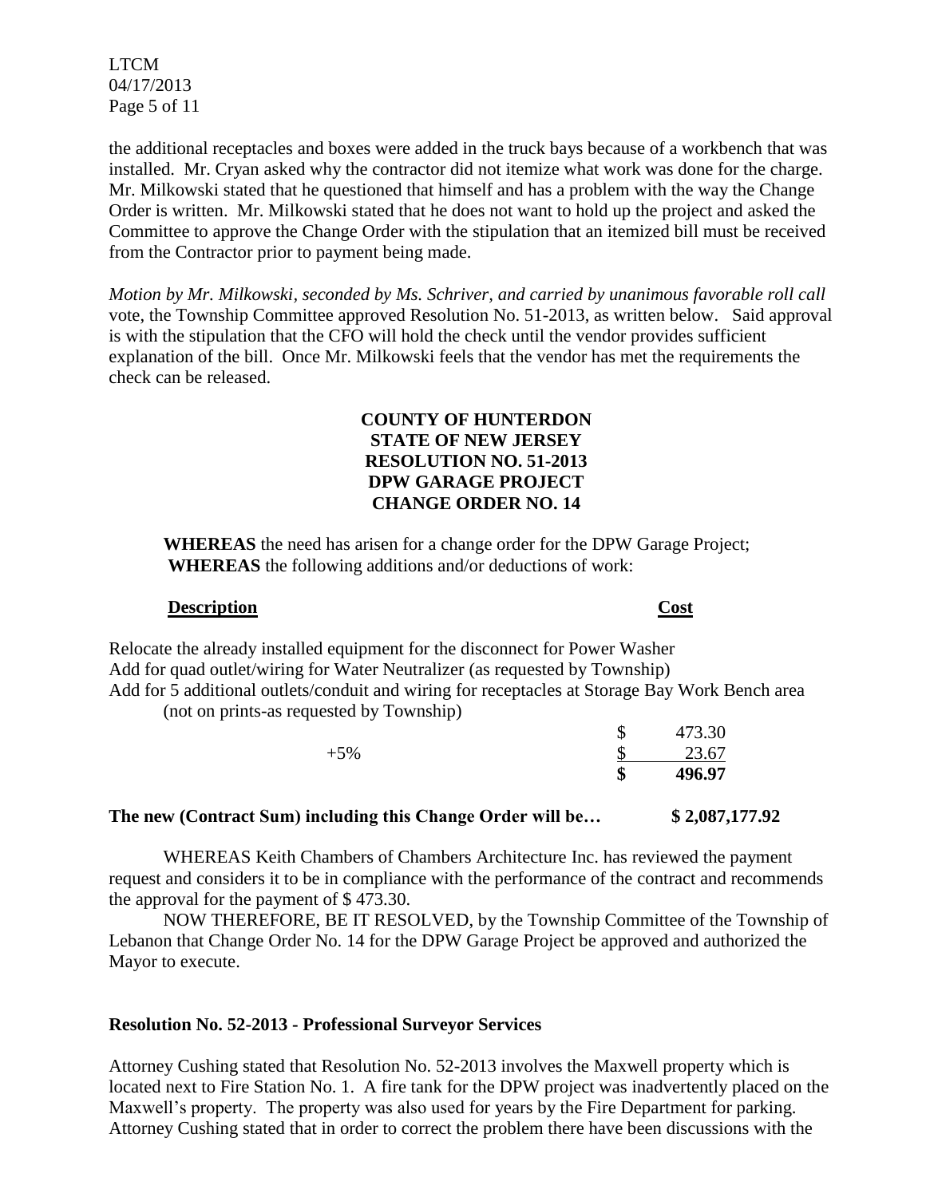the additional receptacles and boxes were added in the truck bays because of a workbench that was installed. Mr. Cryan asked why the contractor did not itemize what work was done for the charge. Mr. Milkowski stated that he questioned that himself and has a problem with the way the Change Order is written. Mr. Milkowski stated that he does not want to hold up the project and asked the Committee to approve the Change Order with the stipulation that an itemized bill must be received from the Contractor prior to payment being made.

*Motion by Mr. Milkowski, seconded by Ms. Schriver, and carried by unanimous favorable roll call* vote, the Township Committee approved Resolution No. 51-2013, as written below. Said approval is with the stipulation that the CFO will hold the check until the vendor provides sufficient explanation of the bill. Once Mr. Milkowski feels that the vendor has met the requirements the check can be released.

**COUNTY OF HUNTERDON**
**STATE OF NEW JERSEY**
**RESOLUTION NO. 51-2013**
**DPW GARAGE PROJECT**
**CHANGE ORDER NO. 14**

**WHEREAS** the need has arisen for a change order for the DPW Garage Project;
**WHEREAS** the following additions and/or deductions of work:

| **Description** | **Cost** |
|---|---|
| Relocate the already installed equipment for the disconnect for Power Washer<br>Add for quad outlet/wiring for Water Neutralizer (as requested by Township)<br>Add for 5 additional outlets/conduit and wiring for receptacles at Storage Bay Work Bench area (not on prints-as requested by Township) | |
| | $ 473.30 |
| +5% | $ 23.67 |
| | **$ 496.97** |

**The new (Contract Sum) including this Change Order will be… $ 2,087,177.92**

WHEREAS Keith Chambers of Chambers Architecture Inc. has reviewed the payment request and considers it to be in compliance with the performance of the contract and recommends the approval for the payment of $ 473.30.

NOW THEREFORE, BE IT RESOLVED, by the Township Committee of the Township of Lebanon that Change Order No. 14 for the DPW Garage Project be approved and authorized the Mayor to execute.

**Resolution No. 52-2013 - Professional Surveyor Services**

Attorney Cushing stated that Resolution No. 52-2013 involves the Maxwell property which is located next to Fire Station No. 1. A fire tank for the DPW project was inadvertently placed on the Maxwell's property. The property was also used for years by the Fire Department for parking. Attorney Cushing stated that in order to correct the problem there have been discussions with the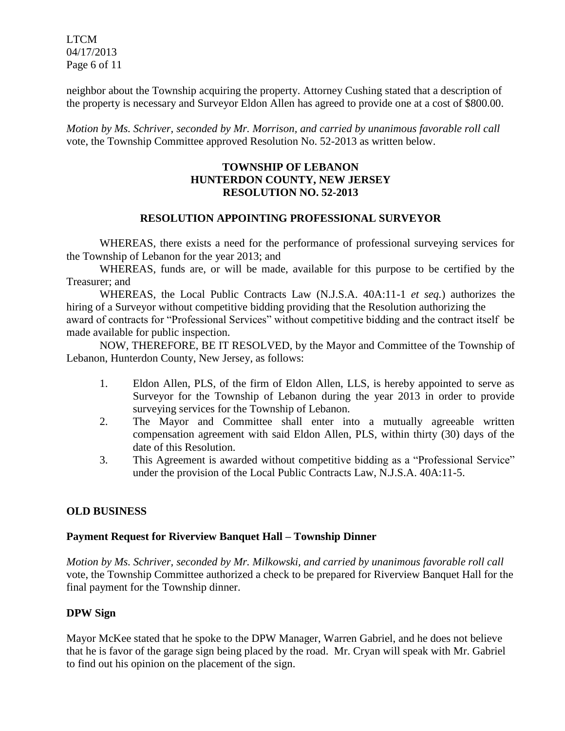neighbor about the Township acquiring the property. Attorney Cushing stated that a description of the property is necessary and Surveyor Eldon Allen has agreed to provide one at a cost of $800.00.

*Motion by Ms. Schriver, seconded by Mr. Morrison, and carried by unanimous favorable roll call* vote, the Township Committee approved Resolution No. 52-2013 as written below.

**TOWNSHIP OF LEBANON**
**HUNTERDON COUNTY, NEW JERSEY**
**RESOLUTION NO. 52-2013**

**RESOLUTION APPOINTING PROFESSIONAL SURVEYOR**

WHEREAS, there exists a need for the performance of professional surveying services for the Township of Lebanon for the year 2013; and

WHEREAS, funds are, or will be made, available for this purpose to be certified by the Treasurer; and

WHEREAS, the Local Public Contracts Law (N.J.S.A. 40A:11-1 *et seq.*) authorizes the hiring of a Surveyor without competitive bidding providing that the Resolution authorizing the award of contracts for "Professional Services" without competitive bidding and the contract itself be made available for public inspection.

NOW, THEREFORE, BE IT RESOLVED, by the Mayor and Committee of the Township of Lebanon, Hunterdon County, New Jersey, as follows:

1. Eldon Allen, PLS, of the firm of Eldon Allen, LLS, is hereby appointed to serve as Surveyor for the Township of Lebanon during the year 2013 in order to provide surveying services for the Township of Lebanon.
2. The Mayor and Committee shall enter into a mutually agreeable written compensation agreement with said Eldon Allen, PLS, within thirty (30) days of the date of this Resolution.
3. This Agreement is awarded without competitive bidding as a "Professional Service" under the provision of the Local Public Contracts Law, N.J.S.A. 40A:11-5.

## OLD BUSINESS

### Payment Request for Riverview Banquet Hall – Township Dinner

*Motion by Ms. Schriver, seconded by Mr. Milkowski, and carried by unanimous favorable roll call* vote, the Township Committee authorized a check to be prepared for Riverview Banquet Hall for the final payment for the Township dinner.

### DPW Sign

Mayor McKee stated that he spoke to the DPW Manager, Warren Gabriel, and he does not believe that he is favor of the garage sign being placed by the road. Mr. Cryan will speak with Mr. Gabriel to find out his opinion on the placement of the sign.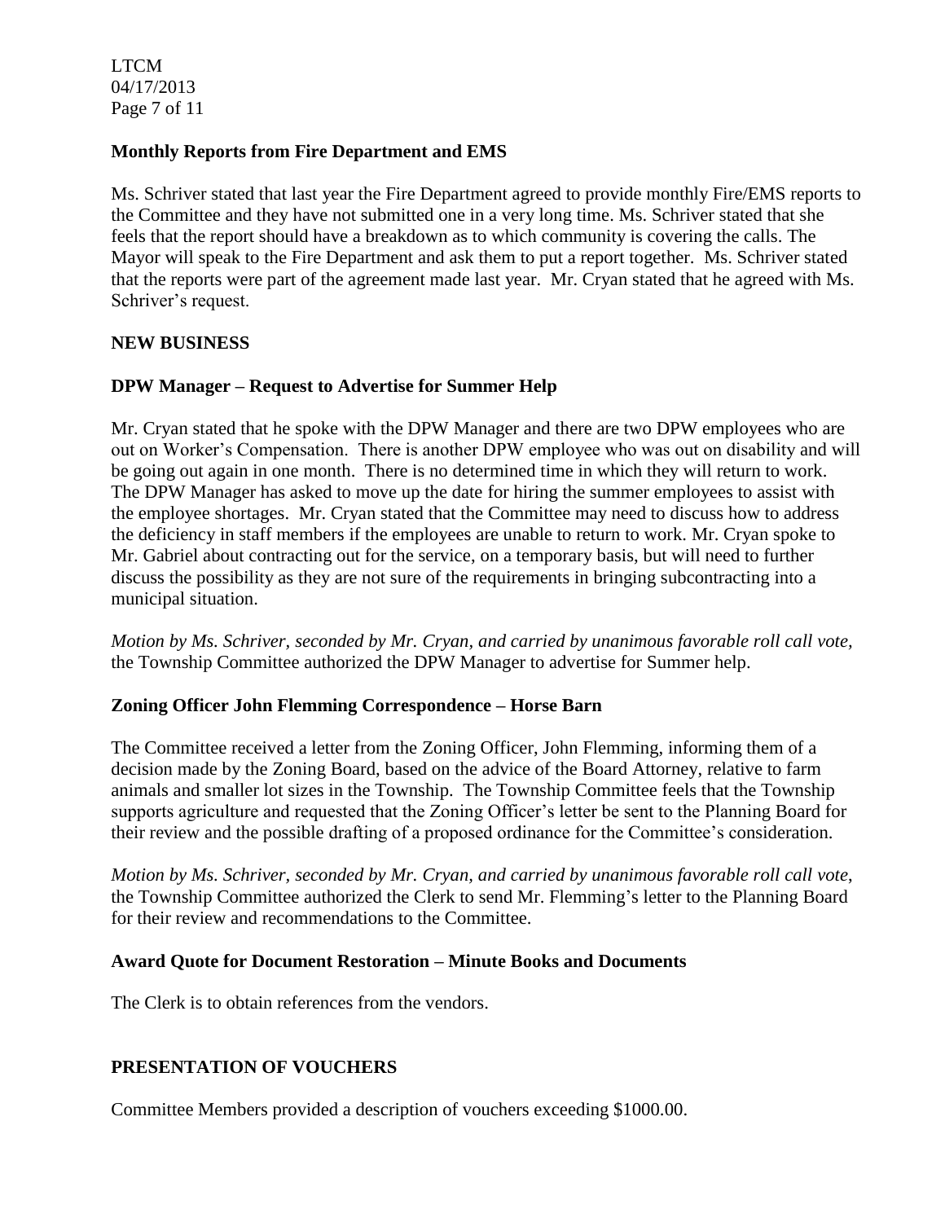**Monthly Reports from Fire Department and EMS**

Ms. Schriver stated that last year the Fire Department agreed to provide monthly Fire/EMS reports to the Committee and they have not submitted one in a very long time. Ms. Schriver stated that she feels that the report should have a breakdown as to which community is covering the calls. The Mayor will speak to the Fire Department and ask them to put a report together. Ms. Schriver stated that the reports were part of the agreement made last year. Mr. Cryan stated that he agreed with Ms. Schriver's request.

**NEW BUSINESS**

**DPW Manager – Request to Advertise for Summer Help**

Mr. Cryan stated that he spoke with the DPW Manager and there are two DPW employees who are out on Worker's Compensation. There is another DPW employee who was out on disability and will be going out again in one month. There is no determined time in which they will return to work. The DPW Manager has asked to move up the date for hiring the summer employees to assist with the employee shortages. Mr. Cryan stated that the Committee may need to discuss how to address the deficiency in staff members if the employees are unable to return to work. Mr. Cryan spoke to Mr. Gabriel about contracting out for the service, on a temporary basis, but will need to further discuss the possibility as they are not sure of the requirements in bringing subcontracting into a municipal situation.

*Motion by Ms. Schriver, seconded by Mr. Cryan, and carried by unanimous favorable roll call vote,* the Township Committee authorized the DPW Manager to advertise for Summer help.

**Zoning Officer John Flemming Correspondence – Horse Barn**

The Committee received a letter from the Zoning Officer, John Flemming, informing them of a decision made by the Zoning Board, based on the advice of the Board Attorney, relative to farm animals and smaller lot sizes in the Township. The Township Committee feels that the Township supports agriculture and requested that the Zoning Officer's letter be sent to the Planning Board for their review and the possible drafting of a proposed ordinance for the Committee's consideration.

*Motion by Ms. Schriver, seconded by Mr. Cryan, and carried by unanimous favorable roll call vote,* the Township Committee authorized the Clerk to send Mr. Flemming's letter to the Planning Board for their review and recommendations to the Committee.

**Award Quote for Document Restoration – Minute Books and Documents**

The Clerk is to obtain references from the vendors.

**PRESENTATION OF VOUCHERS**

Committee Members provided a description of vouchers exceeding $1000.00.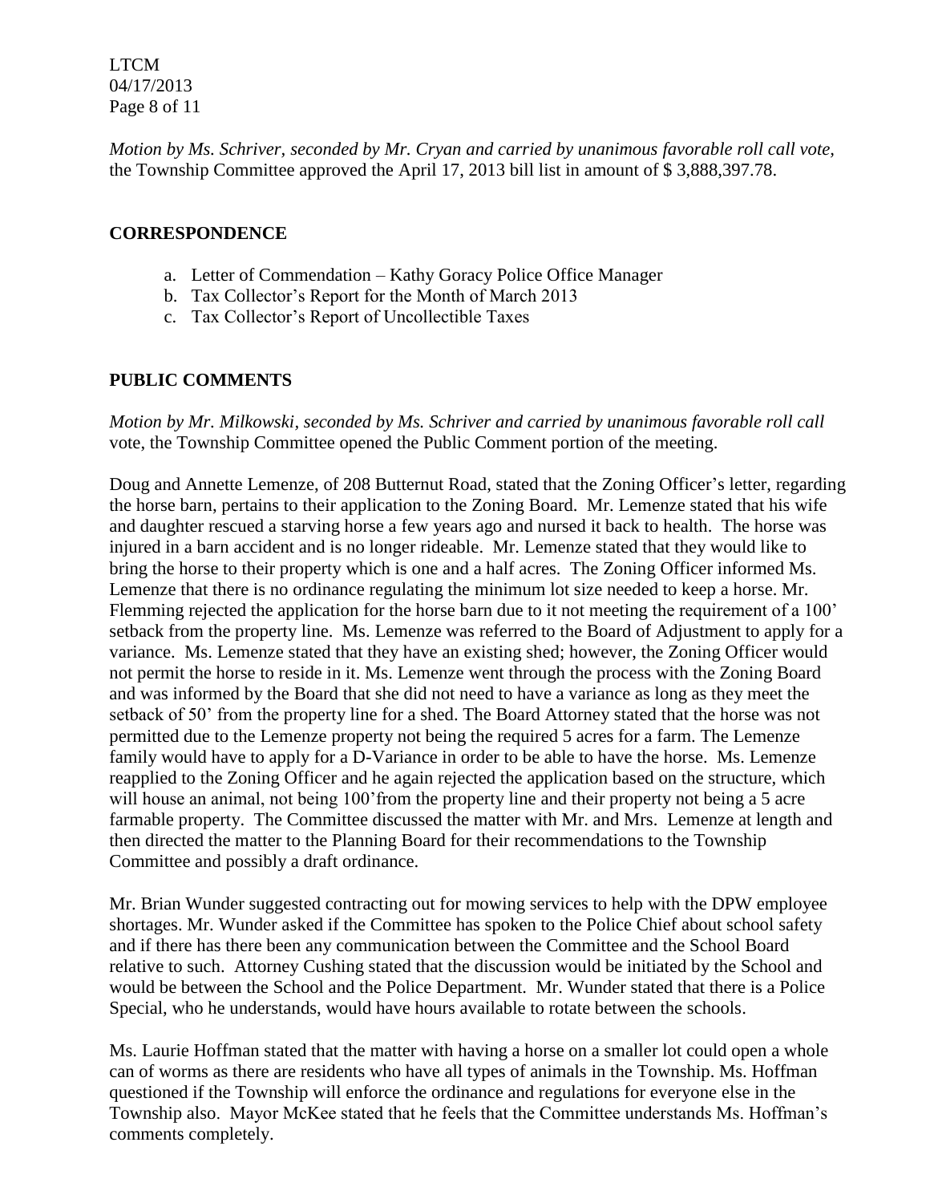*Motion by Ms. Schriver, seconded by Mr. Cryan and carried by unanimous favorable roll call vote,* the Township Committee approved the April 17, 2013 bill list in amount of $ 3,888,397.78.

## CORRESPONDENCE

a. Letter of Commendation – Kathy Goracy Police Office Manager
b. Tax Collector's Report for the Month of March 2013
c. Tax Collector's Report of Uncollectible Taxes

## PUBLIC COMMENTS

*Motion by Mr. Milkowski, seconded by Ms. Schriver and carried by unanimous favorable roll call* vote, the Township Committee opened the Public Comment portion of the meeting.

Doug and Annette Lemenze, of 208 Butternut Road, stated that the Zoning Officer's letter, regarding the horse barn, pertains to their application to the Zoning Board. Mr. Lemenze stated that his wife and daughter rescued a starving horse a few years ago and nursed it back to health. The horse was injured in a barn accident and is no longer rideable. Mr. Lemenze stated that they would like to bring the horse to their property which is one and a half acres. The Zoning Officer informed Ms. Lemenze that there is no ordinance regulating the minimum lot size needed to keep a horse. Mr. Flemming rejected the application for the horse barn due to it not meeting the requirement of a 100' setback from the property line. Ms. Lemenze was referred to the Board of Adjustment to apply for a variance. Ms. Lemenze stated that they have an existing shed; however, the Zoning Officer would not permit the horse to reside in it. Ms. Lemenze went through the process with the Zoning Board and was informed by the Board that she did not need to have a variance as long as they meet the setback of 50' from the property line for a shed. The Board Attorney stated that the horse was not permitted due to the Lemenze property not being the required 5 acres for a farm. The Lemenze family would have to apply for a D-Variance in order to be able to have the horse. Ms. Lemenze reapplied to the Zoning Officer and he again rejected the application based on the structure, which will house an animal, not being 100'from the property line and their property not being a 5 acre farmable property. The Committee discussed the matter with Mr. and Mrs. Lemenze at length and then directed the matter to the Planning Board for their recommendations to the Township Committee and possibly a draft ordinance.

Mr. Brian Wunder suggested contracting out for mowing services to help with the DPW employee shortages. Mr. Wunder asked if the Committee has spoken to the Police Chief about school safety and if there has there been any communication between the Committee and the School Board relative to such. Attorney Cushing stated that the discussion would be initiated by the School and would be between the School and the Police Department. Mr. Wunder stated that there is a Police Special, who he understands, would have hours available to rotate between the schools.

Ms. Laurie Hoffman stated that the matter with having a horse on a smaller lot could open a whole can of worms as there are residents who have all types of animals in the Township. Ms. Hoffman questioned if the Township will enforce the ordinance and regulations for everyone else in the Township also. Mayor McKee stated that he feels that the Committee understands Ms. Hoffman's comments completely.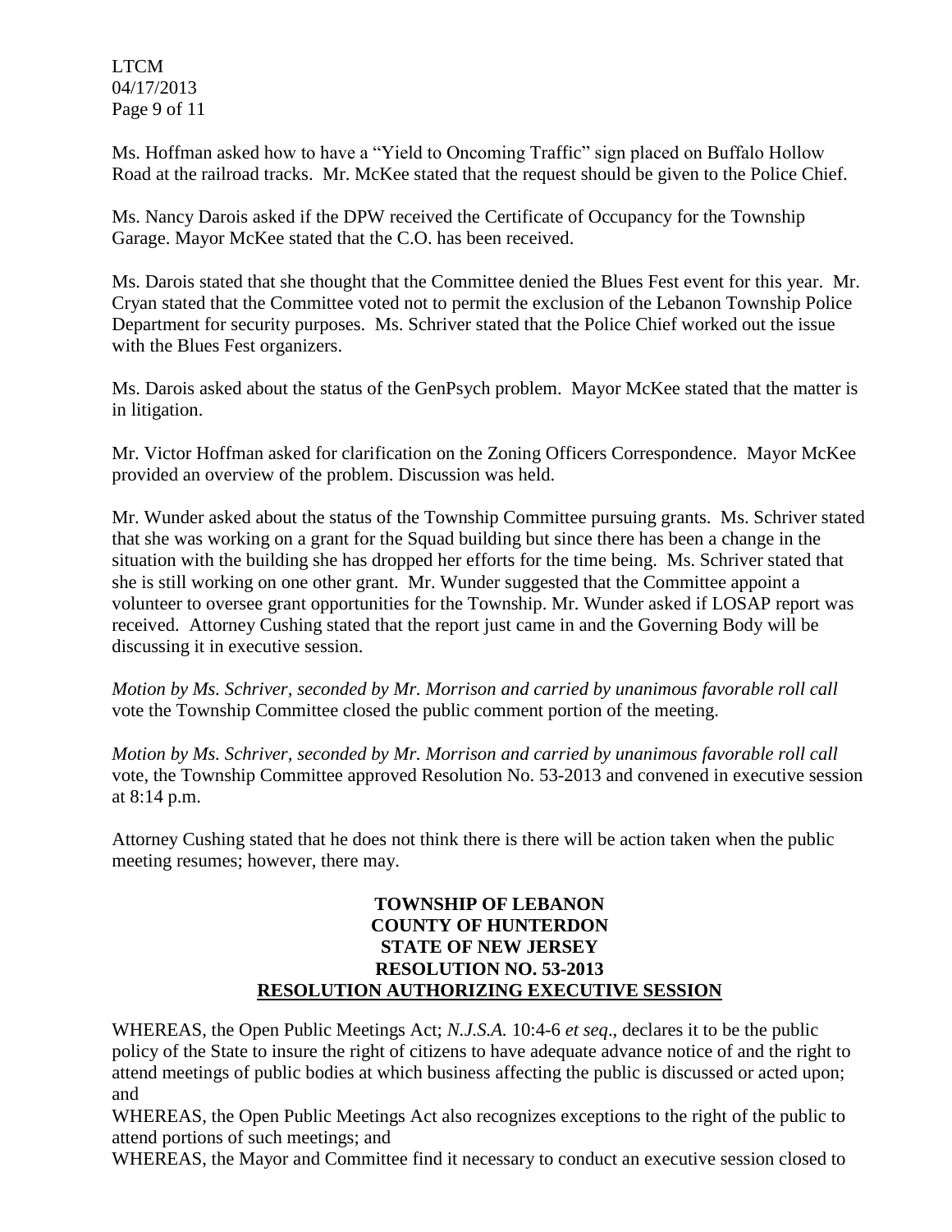Ms. Hoffman asked how to have a "Yield to Oncoming Traffic" sign placed on Buffalo Hollow Road at the railroad tracks. Mr. McKee stated that the request should be given to the Police Chief.

Ms. Nancy Darois asked if the DPW received the Certificate of Occupancy for the Township Garage. Mayor McKee stated that the C.O. has been received.

Ms. Darois stated that she thought that the Committee denied the Blues Fest event for this year. Mr. Cryan stated that the Committee voted not to permit the exclusion of the Lebanon Township Police Department for security purposes. Ms. Schriver stated that the Police Chief worked out the issue with the Blues Fest organizers.

Ms. Darois asked about the status of the GenPsych problem. Mayor McKee stated that the matter is in litigation.

Mr. Victor Hoffman asked for clarification on the Zoning Officers Correspondence. Mayor McKee provided an overview of the problem. Discussion was held.

Mr. Wunder asked about the status of the Township Committee pursuing grants. Ms. Schriver stated that she was working on a grant for the Squad building but since there has been a change in the situation with the building she has dropped her efforts for the time being. Ms. Schriver stated that she is still working on one other grant. Mr. Wunder suggested that the Committee appoint a volunteer to oversee grant opportunities for the Township. Mr. Wunder asked if LOSAP report was received. Attorney Cushing stated that the report just came in and the Governing Body will be discussing it in executive session.

*Motion by Ms. Schriver, seconded by Mr. Morrison and carried by unanimous favorable roll call* vote the Township Committee closed the public comment portion of the meeting.

*Motion by Ms. Schriver, seconded by Mr. Morrison and carried by unanimous favorable roll call* vote, the Township Committee approved Resolution No. 53-2013 and convened in executive session at 8:14 p.m.

Attorney Cushing stated that he does not think there is there will be action taken when the public meeting resumes; however, there may.

**TOWNSHIP OF LEBANON**
**COUNTY OF HUNTERDON**
**STATE OF NEW JERSEY**
**RESOLUTION NO. 53-2013**
**RESOLUTION AUTHORIZING EXECUTIVE SESSION**

WHEREAS, the Open Public Meetings Act; *N.J.S.A.* 10:4-6 *et seq*., declares it to be the public policy of the State to insure the right of citizens to have adequate advance notice of and the right to attend meetings of public bodies at which business affecting the public is discussed or acted upon; and

WHEREAS, the Open Public Meetings Act also recognizes exceptions to the right of the public to attend portions of such meetings; and

WHEREAS, the Mayor and Committee find it necessary to conduct an executive session closed to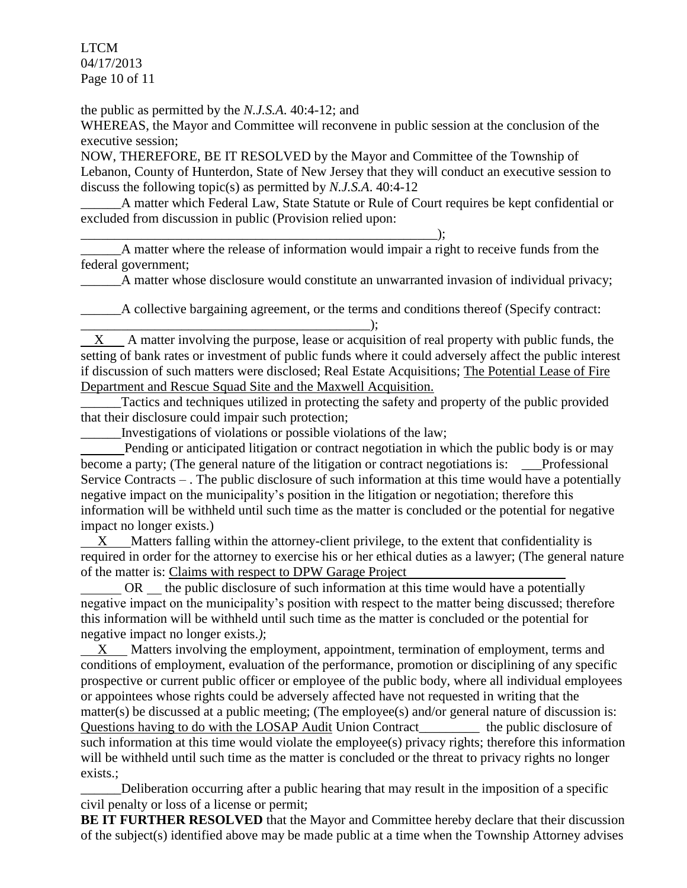the public as permitted by the *N.J.S.A.* 40:4-12; and

WHEREAS, the Mayor and Committee will reconvene in public session at the conclusion of the executive session;

NOW, THEREFORE, BE IT RESOLVED by the Mayor and Committee of the Township of Lebanon, County of Hunterdon, State of New Jersey that they will conduct an executive session to discuss the following topic(s) as permitted by *N.J.S.A*. 40:4-12

______A matter which Federal Law, State Statute or Rule of Court requires be kept confidential or excluded from discussion in public (Provision relied upon: _______________________________________________________);

______A matter where the release of information would impair a right to receive funds from the federal government;

______A matter whose disclosure would constitute an unwarranted invasion of individual privacy;

______A collective bargaining agreement, or the terms and conditions thereof (Specify contract: ____________________________________________);

__X__ A matter involving the purpose, lease or acquisition of real property with public funds, the setting of bank rates or investment of public funds where it could adversely affect the public interest if discussion of such matters were disclosed; Real Estate Acquisitions; The Potential Lease of Fire Department and Rescue Squad Site and the Maxwell Acquisition.

______Tactics and techniques utilized in protecting the safety and property of the public provided that their disclosure could impair such protection;

______Investigations of violations or possible violations of the law;

______Pending or anticipated litigation or contract negotiation in which the public body is or may become a party; (The general nature of the litigation or contract negotiations is: ___Professional Service Contracts – . The public disclosure of such information at this time would have a potentially negative impact on the municipality's position in the litigation or negotiation; therefore this information will be withheld until such time as the matter is concluded or the potential for negative impact no longer exists.)

__X__Matters falling within the attorney-client privilege, to the extent that confidentiality is required in order for the attorney to exercise his or her ethical duties as a lawyer; (The general nature of the matter is: Claims with respect to DPW Garage Project

______ OR __ the public disclosure of such information at this time would have a potentially negative impact on the municipality's position with respect to the matter being discussed; therefore this information will be withheld until such time as the matter is concluded or the potential for negative impact no longer exists.*)*;

__X__ Matters involving the employment, appointment, termination of employment, terms and conditions of employment, evaluation of the performance, promotion or disciplining of any specific prospective or current public officer or employee of the public body, where all individual employees or appointees whose rights could be adversely affected have not requested in writing that the matter(s) be discussed at a public meeting; (The employee(s) and/or general nature of discussion is: Questions having to do with the LOSAP Audit Union Contract_________ the public disclosure of such information at this time would violate the employee(s) privacy rights; therefore this information will be withheld until such time as the matter is concluded or the threat to privacy rights no longer exists.;

______Deliberation occurring after a public hearing that may result in the imposition of a specific civil penalty or loss of a license or permit;

**BE IT FURTHER RESOLVED** that the Mayor and Committee hereby declare that their discussion of the subject(s) identified above may be made public at a time when the Township Attorney advises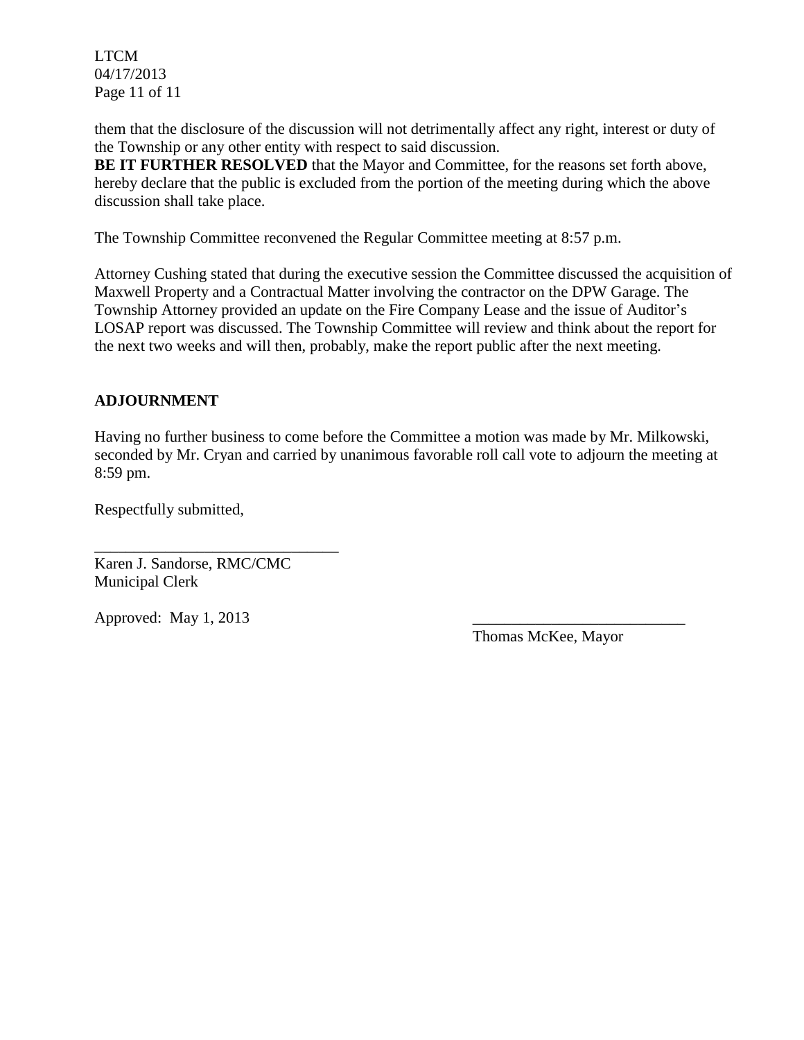them that the disclosure of the discussion will not detrimentally affect any right, interest or duty of the Township or any other entity with respect to said discussion.

**BE IT FURTHER RESOLVED** that the Mayor and Committee, for the reasons set forth above, hereby declare that the public is excluded from the portion of the meeting during which the above discussion shall take place.

The Township Committee reconvened the Regular Committee meeting at 8:57 p.m.

Attorney Cushing stated that during the executive session the Committee discussed the acquisition of Maxwell Property and a Contractual Matter involving the contractor on the DPW Garage. The Township Attorney provided an update on the Fire Company Lease and the issue of Auditor's LOSAP report was discussed. The Township Committee will review and think about the report for the next two weeks and will then, probably, make the report public after the next meeting.

## ADJOURNMENT

Having no further business to come before the Committee a motion was made by Mr. Milkowski, seconded by Mr. Cryan and carried by unanimous favorable roll call vote to adjourn the meeting at 8:59 pm.

Respectfully submitted,

\_\_\_\_\_\_\_\_\_\_\_\_\_\_\_\_\_\_\_\_\_\_\_\_\_\_\_\_\_\_\_

Karen J. Sandorse, RMC/CMC
Municipal Clerk

Approved: May 1, 2013

\_\_\_\_\_\_\_\_\_\_\_\_\_\_\_\_\_\_\_\_\_\_\_\_\_\_\_

Thomas McKee, Mayor